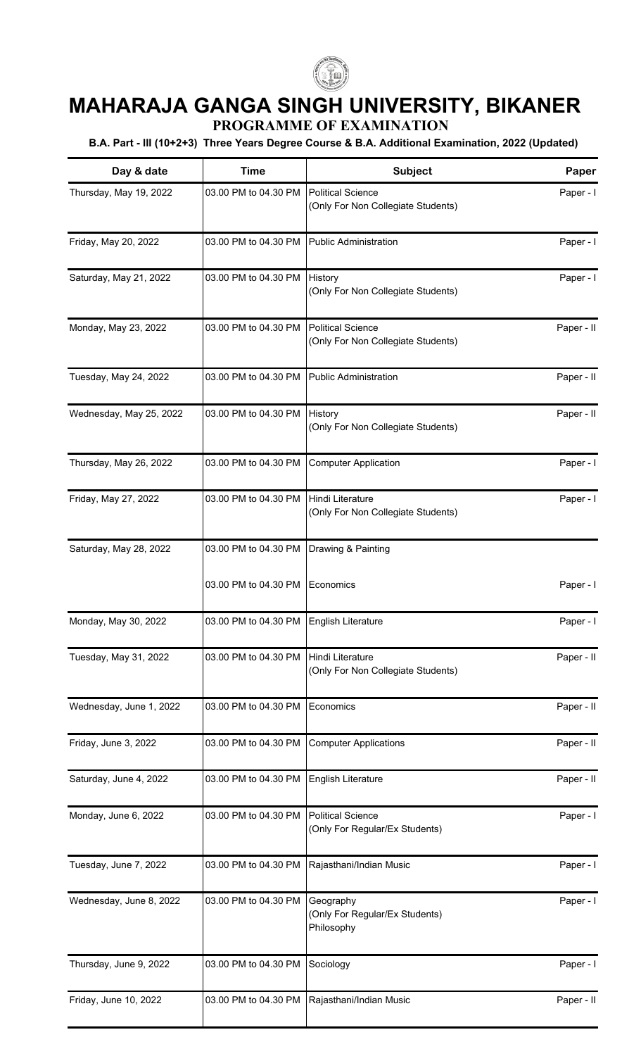# MAHARAJA GANGA SINGH UNIVERSITY, BIKANER

## PROGRAMME OF EXAMINATION

**B.A. Part - III (10+2+3) Three Years Degree Course & B.A. Additional Examination, 2022 (Updated)**

| Day & date | Time | Subject | Paper |
|---|---|---|---|
| Thursday, May 19, 2022 | 03.00 PM to 04.30 PM | Political Science (Only For Non Collegiate Students) | Paper - I |
| Friday, May 20, 2022 | 03.00 PM to 04.30 PM | Public Administration | Paper - I |
| Saturday, May 21, 2022 | 03.00 PM to 04.30 PM | History (Only For Non Collegiate Students) | Paper - I |
| Monday, May 23, 2022 | 03.00 PM to 04.30 PM | Political Science (Only For Non Collegiate Students) | Paper - II |
| Tuesday, May 24, 2022 | 03.00 PM to 04.30 PM | Public Administration | Paper - II |
| Wednesday, May 25, 2022 | 03.00 PM to 04.30 PM | History (Only For Non Collegiate Students) | Paper - II |
| Thursday, May 26, 2022 | 03.00 PM to 04.30 PM | Computer Application | Paper - I |
| Friday, May 27, 2022 | 03.00 PM to 04.30 PM | Hindi Literature (Only For Non Collegiate Students) | Paper - I |
| Saturday, May 28, 2022 | 03.00 PM to 04.30 PM | Drawing & Painting | |
| | 03.00 PM to 04.30 PM | Economics | Paper - I |
| Monday, May 30, 2022 | 03.00 PM to 04.30 PM | English Literature | Paper - I |
| Tuesday, May 31, 2022 | 03.00 PM to 04.30 PM | Hindi Literature (Only For Non Collegiate Students) | Paper - II |
| Wednesday, June 1, 2022 | 03.00 PM to 04.30 PM | Economics | Paper - II |
| Friday, June 3, 2022 | 03.00 PM to 04.30 PM | Computer Applications | Paper - II |
| Saturday, June 4, 2022 | 03.00 PM to 04.30 PM | English Literature | Paper - II |
| Monday, June 6, 2022 | 03.00 PM to 04.30 PM | Political Science (Only For Regular/Ex Students) | Paper - I |
| Tuesday, June 7, 2022 | 03.00 PM to 04.30 PM | Rajasthani/Indian Music | Paper - I |
| Wednesday, June 8, 2022 | 03.00 PM to 04.30 PM | Geography (Only For Regular/Ex Students) Philosophy | Paper - I |
| Thursday, June 9, 2022 | 03.00 PM to 04.30 PM | Sociology | Paper - I |
| Friday, June 10, 2022 | 03.00 PM to 04.30 PM | Rajasthani/Indian Music | Paper - II |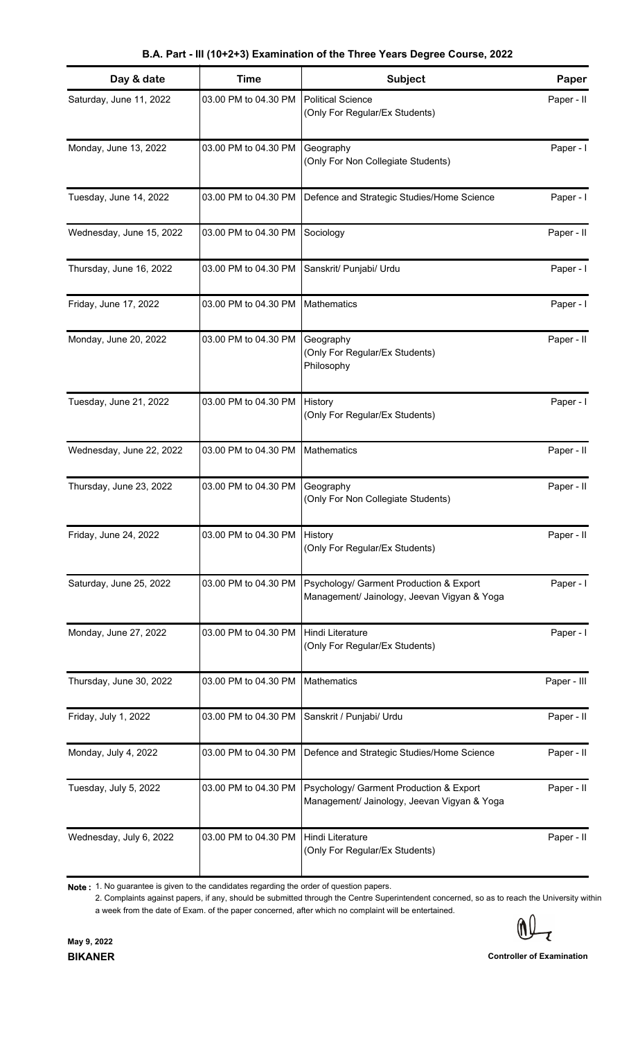**B.A. Part - III (10+2+3) Examination of the Three Years Degree Course, 2022**

| Day & date | Time | Subject | Paper |
|---|---|---|---|
| Saturday, June 11, 2022 | 03.00 PM to 04.30 PM | Political Science (Only For Regular/Ex Students) | Paper - II |
| Monday, June 13, 2022 | 03.00 PM to 04.30 PM | Geography (Only For Non Collegiate Students) | Paper - I |
| Tuesday, June 14, 2022 | 03.00 PM to 04.30 PM | Defence and Strategic Studies/Home Science | Paper - I |
| Wednesday, June 15, 2022 | 03.00 PM to 04.30 PM | Sociology | Paper - II |
| Thursday, June 16, 2022 | 03.00 PM to 04.30 PM | Sanskrit/ Punjabi/ Urdu | Paper - I |
| Friday, June 17, 2022 | 03.00 PM to 04.30 PM | Mathematics | Paper - I |
| Monday, June 20, 2022 | 03.00 PM to 04.30 PM | Geography (Only For Regular/Ex Students) Philosophy | Paper - II |
| Tuesday, June 21, 2022 | 03.00 PM to 04.30 PM | History (Only For Regular/Ex Students) | Paper - I |
| Wednesday, June 22, 2022 | 03.00 PM to 04.30 PM | Mathematics | Paper - II |
| Thursday, June 23, 2022 | 03.00 PM to 04.30 PM | Geography (Only For Non Collegiate Students) | Paper - II |
| Friday, June 24, 2022 | 03.00 PM to 04.30 PM | History (Only For Regular/Ex Students) | Paper - II |
| Saturday, June 25, 2022 | 03.00 PM to 04.30 PM | Psychology/ Garment Production & Export Management/ Jainology, Jeevan Vigyan & Yoga | Paper - I |
| Monday, June 27, 2022 | 03.00 PM to 04.30 PM | Hindi Literature (Only For Regular/Ex Students) | Paper - I |
| Thursday, June 30, 2022 | 03.00 PM to 04.30 PM | Mathematics | Paper - III |
| Friday, July 1, 2022 | 03.00 PM to 04.30 PM | Sanskrit / Punjabi/ Urdu | Paper - II |
| Monday, July 4, 2022 | 03.00 PM to 04.30 PM | Defence and Strategic Studies/Home Science | Paper - II |
| Tuesday, July 5, 2022 | 03.00 PM to 04.30 PM | Psychology/ Garment Production & Export Management/ Jainology, Jeevan Vigyan & Yoga | Paper - II |
| Wednesday, July 6, 2022 | 03.00 PM to 04.30 PM | Hindi Literature (Only For Regular/Ex Students) | Paper - II |

**Note :** 1. No guarantee is given to the candidates regarding the order of question papers.

2. Complaints against papers, if any, should be submitted through the Centre Superintendent concerned, so as to reach the University within a week from the date of Exam. of the paper concerned, after which no complaint will be entertained.

**May 9, 2022**

**BIKANER**

**Controller of Examination**